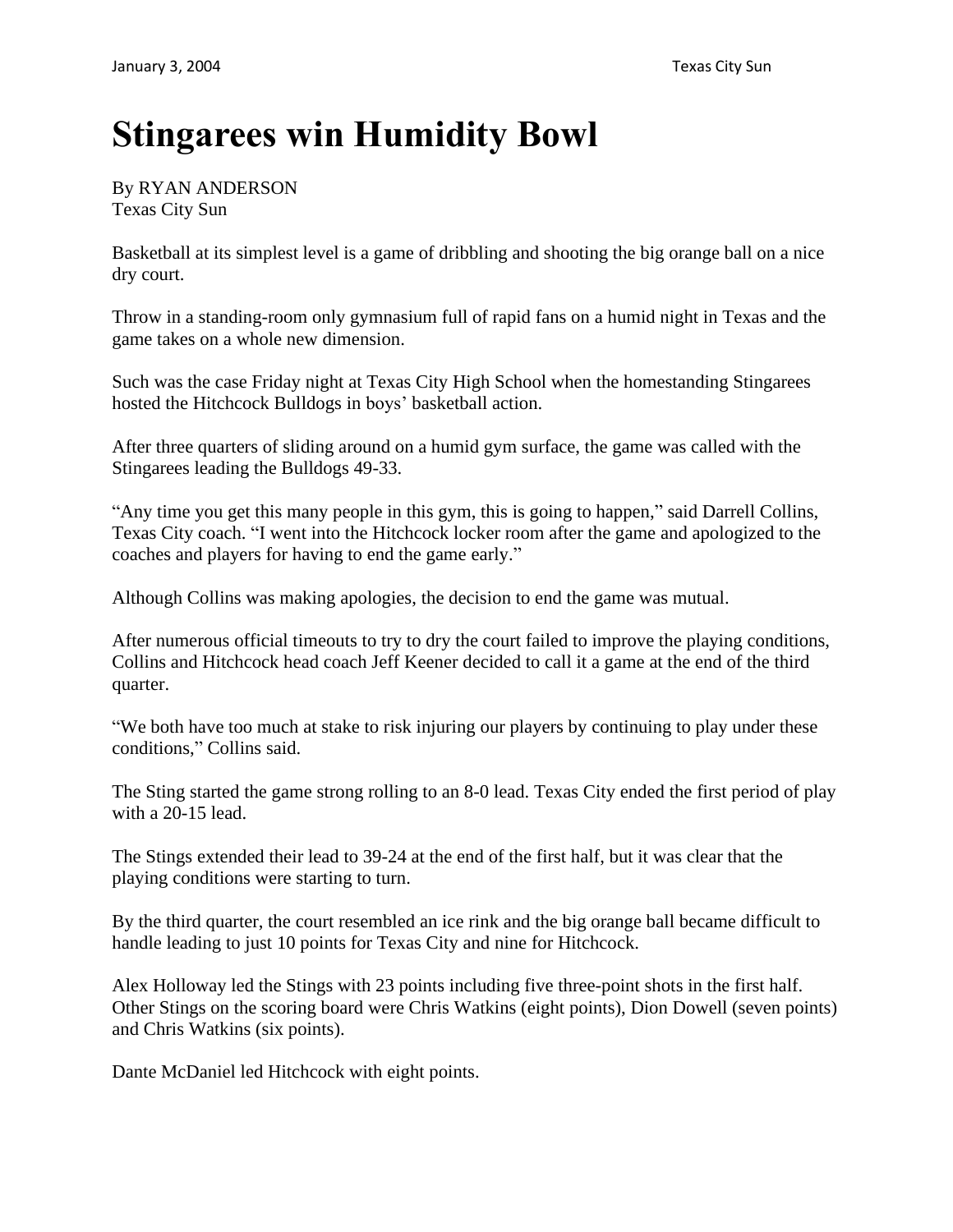# Stingarees win Humidity Bowl

By RYAN ANDERSON
Texas City Sun

Basketball at its simplest level is a game of dribbling and shooting the big orange ball on a nice dry court.

Throw in a standing-room only gymnasium full of rapid fans on a humid night in Texas and the game takes on a whole new dimension.

Such was the case Friday night at Texas City High School when the homestanding Stingarees hosted the Hitchcock Bulldogs in boys' basketball action.

After three quarters of sliding around on a humid gym surface, the game was called with the Stingarees leading the Bulldogs 49-33.

"Any time you get this many people in this gym, this is going to happen," said Darrell Collins, Texas City coach. "I went into the Hitchcock locker room after the game and apologized to the coaches and players for having to end the game early."

Although Collins was making apologies, the decision to end the game was mutual.

After numerous official timeouts to try to dry the court failed to improve the playing conditions, Collins and Hitchcock head coach Jeff Keener decided to call it a game at the end of the third quarter.

"We both have too much at stake to risk injuring our players by continuing to play under these conditions," Collins said.

The Sting started the game strong rolling to an 8-0 lead. Texas City ended the first period of play with a 20-15 lead.

The Stings extended their lead to 39-24 at the end of the first half, but it was clear that the playing conditions were starting to turn.

By the third quarter, the court resembled an ice rink and the big orange ball became difficult to handle leading to just 10 points for Texas City and nine for Hitchcock.

Alex Holloway led the Stings with 23 points including five three-point shots in the first half. Other Stings on the scoring board were Chris Watkins (eight points), Dion Dowell (seven points) and Chris Watkins (six points).

Dante McDaniel led Hitchcock with eight points.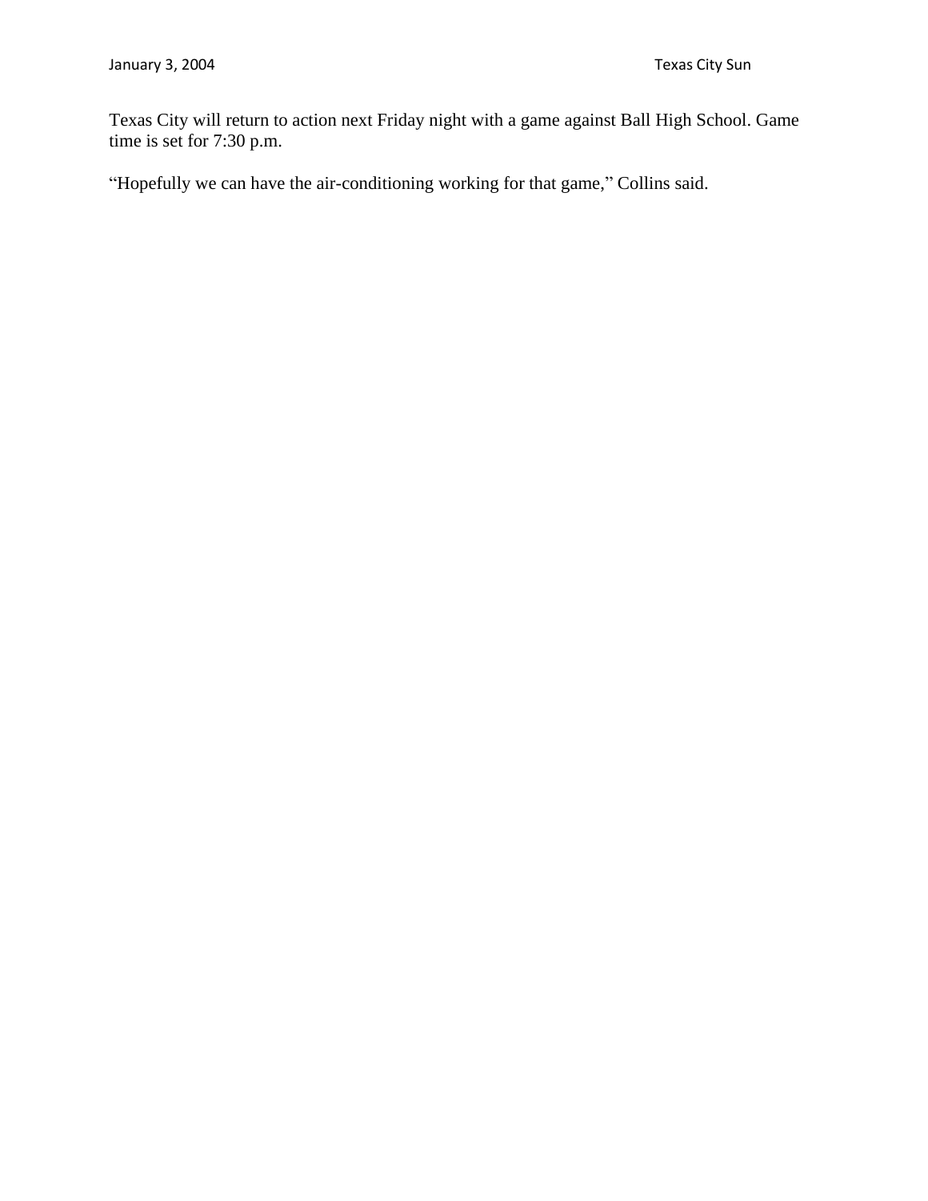Texas City will return to action next Friday night with a game against Ball High School. Game time is set for 7:30 p.m.

“Hopefully we can have the air-conditioning working for that game,” Collins said.